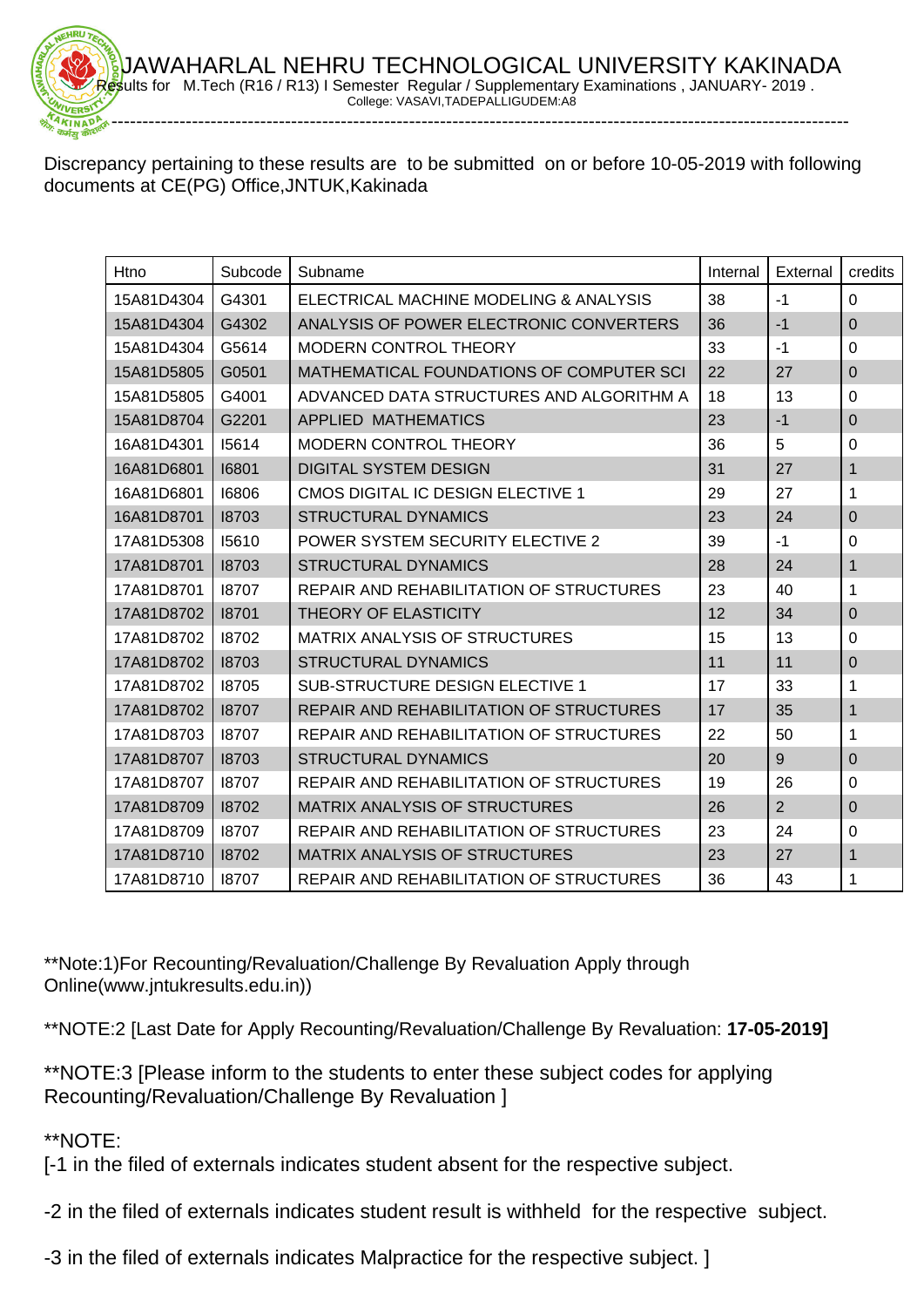# JAWAHARLAL NEHRU TECHNOLOGICAL UNIVERSITY KAKINADA

Results for M.Tech (R16 / R13) I Semester Regular / Supplementary Examinations , JANUARY- 2019 .

College: VASAVI,TADEPALLIGUDEM:A8

---

Discrepancy pertaining to these results are to be submitted on or before 10-05-2019 with following documents at CE(PG) Office,JNTUK,Kakinada

| Htno | Subcode | Subname | Internal | External | credits |
|---|---|---|---|---|---|
| 15A81D4304 | G4301 | ELECTRICAL MACHINE MODELING & ANALYSIS | 38 | -1 | 0 |
| 15A81D4304 | G4302 | ANALYSIS OF POWER ELECTRONIC CONVERTERS | 36 | -1 | 0 |
| 15A81D4304 | G5614 | MODERN CONTROL THEORY | 33 | -1 | 0 |
| 15A81D5805 | G0501 | MATHEMATICAL FOUNDATIONS OF COMPUTER SCI | 22 | 27 | 0 |
| 15A81D5805 | G4001 | ADVANCED DATA STRUCTURES AND ALGORITHM A | 18 | 13 | 0 |
| 15A81D8704 | G2201 | APPLIED MATHEMATICS | 23 | -1 | 0 |
| 16A81D4301 | I5614 | MODERN CONTROL THEORY | 36 | 5 | 0 |
| 16A81D6801 | I6801 | DIGITAL SYSTEM DESIGN | 31 | 27 | 1 |
| 16A81D6801 | I6806 | CMOS DIGITAL IC DESIGN ELECTIVE 1 | 29 | 27 | 1 |
| 16A81D8701 | I8703 | STRUCTURAL DYNAMICS | 23 | 24 | 0 |
| 17A81D5308 | I5610 | POWER SYSTEM SECURITY ELECTIVE 2 | 39 | -1 | 0 |
| 17A81D8701 | I8703 | STRUCTURAL DYNAMICS | 28 | 24 | 1 |
| 17A81D8701 | I8707 | REPAIR AND REHABILITATION OF STRUCTURES | 23 | 40 | 1 |
| 17A81D8702 | I8701 | THEORY OF ELASTICITY | 12 | 34 | 0 |
| 17A81D8702 | I8702 | MATRIX ANALYSIS OF STRUCTURES | 15 | 13 | 0 |
| 17A81D8702 | I8703 | STRUCTURAL DYNAMICS | 11 | 11 | 0 |
| 17A81D8702 | I8705 | SUB-STRUCTURE DESIGN ELECTIVE 1 | 17 | 33 | 1 |
| 17A81D8702 | I8707 | REPAIR AND REHABILITATION OF STRUCTURES | 17 | 35 | 1 |
| 17A81D8703 | I8707 | REPAIR AND REHABILITATION OF STRUCTURES | 22 | 50 | 1 |
| 17A81D8707 | I8703 | STRUCTURAL DYNAMICS | 20 | 9 | 0 |
| 17A81D8707 | I8707 | REPAIR AND REHABILITATION OF STRUCTURES | 19 | 26 | 0 |
| 17A81D8709 | I8702 | MATRIX ANALYSIS OF STRUCTURES | 26 | 2 | 0 |
| 17A81D8709 | I8707 | REPAIR AND REHABILITATION OF STRUCTURES | 23 | 24 | 0 |
| 17A81D8710 | I8702 | MATRIX ANALYSIS OF STRUCTURES | 23 | 27 | 1 |
| 17A81D8710 | I8707 | REPAIR AND REHABILITATION OF STRUCTURES | 36 | 43 | 1 |

**Note:1)For Recounting/Revaluation/Challenge By Revaluation Apply through Online(www.jntukresults.edu.in))

**NOTE:2 [Last Date for Apply Recounting/Revaluation/Challenge By Revaluation: **17-05-2019]**

**NOTE:3 [Please inform to the students to enter these subject codes for applying Recounting/Revaluation/Challenge By Revaluation ]

**NOTE:

[-1 in the filed of externals indicates student absent for the respective subject.

-2 in the filed of externals indicates student result is withheld for the respective subject.

-3 in the filed of externals indicates Malpractice for the respective subject. ]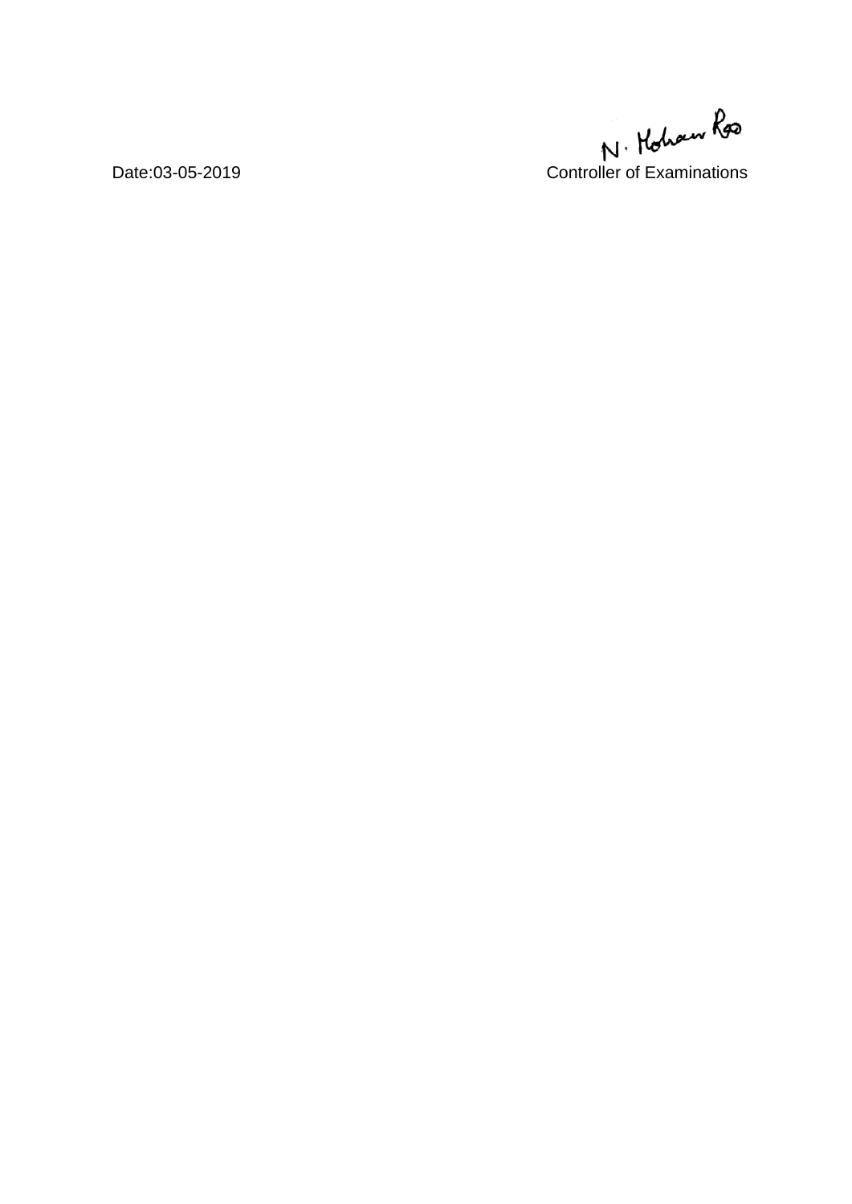N. Mohan Rao

Date:03-05-2019 Controller of Examinations